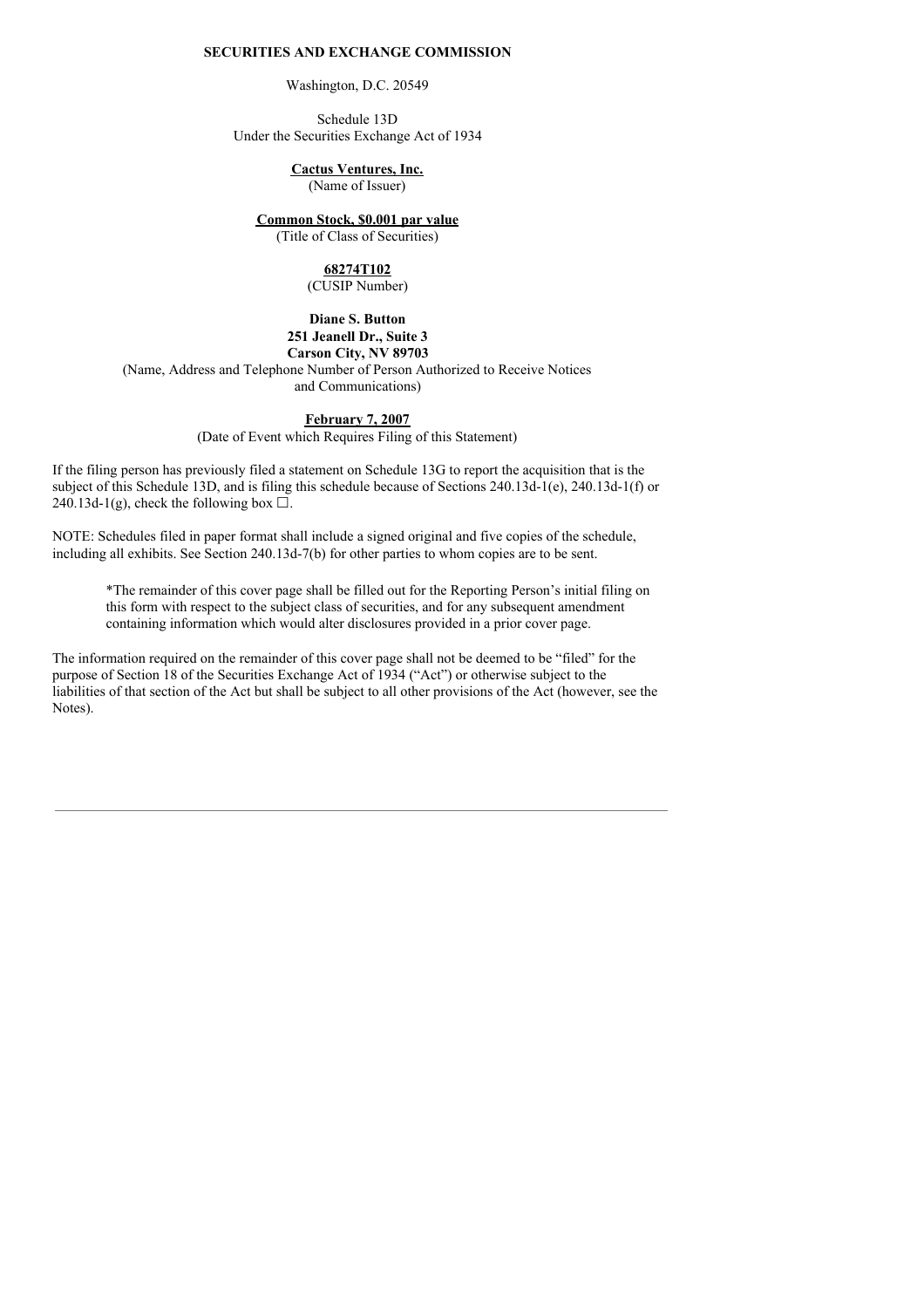**SECURITIES AND EXCHANGE COMMISSION**

Washington, D.C. 20549

Schedule 13D
Under the Securities Exchange Act of 1934

**Cactus Ventures, Inc.**
(Name of Issuer)

**Common Stock, $0.001 par value**
(Title of Class of Securities)

**68274T102**
(CUSIP Number)

**Diane S. Button**
**251 Jeanell Dr., Suite 3**
**Carson City, NV 89703**
(Name, Address and Telephone Number of Person Authorized to Receive Notices and Communications)

**February 7, 2007**
(Date of Event which Requires Filing of this Statement)

If the filing person has previously filed a statement on Schedule 13G to report the acquisition that is the subject of this Schedule 13D, and is filing this schedule because of Sections 240.13d-1(e), 240.13d-1(f) or 240.13d-1(g), check the following box ☐.

NOTE: Schedules filed in paper format shall include a signed original and five copies of the schedule, including all exhibits. See Section 240.13d-7(b) for other parties to whom copies are to be sent.

> *The remainder of this cover page shall be filled out for the Reporting Person's initial filing on this form with respect to the subject class of securities, and for any subsequent amendment containing information which would alter disclosures provided in a prior cover page.

The information required on the remainder of this cover page shall not be deemed to be "filed" for the purpose of Section 18 of the Securities Exchange Act of 1934 ("Act") or otherwise subject to the liabilities of that section of the Act but shall be subject to all other provisions of the Act (however, see the Notes).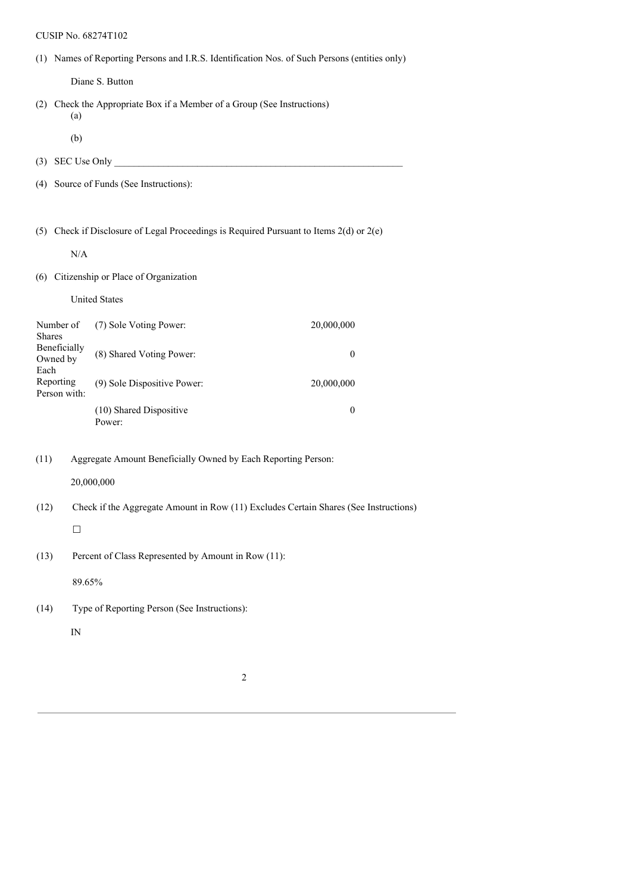CUSIP No. 68274T102

(1) Names of Reporting Persons and I.R.S. Identification Nos. of Such Persons (entities only)

Diane S. Button

(2) Check the Appropriate Box if a Member of a Group (See Instructions)

(a)

(b)

(3) SEC Use Only ______________________________________________________________

(4) Source of Funds (See Instructions):

(5) Check if Disclosure of Legal Proceedings is Required Pursuant to Items 2(d) or 2(e)

N/A

(6) Citizenship or Place of Organization

United States

| Number of Shares Beneficially Owned by Each Reporting Person with: | | |
|---|---|---|
| | (7) Sole Voting Power: | 20,000,000 |
| | (8) Shared Voting Power: | 0 |
| | (9) Sole Dispositive Power: | 20,000,000 |
| | (10) Shared Dispositive Power: | 0 |

(11) Aggregate Amount Beneficially Owned by Each Reporting Person:

20,000,000

(12) Check if the Aggregate Amount in Row (11) Excludes Certain Shares (See Instructions)

☐

(13) Percent of Class Represented by Amount in Row (11):

89.65%

(14) Type of Reporting Person (See Instructions):

IN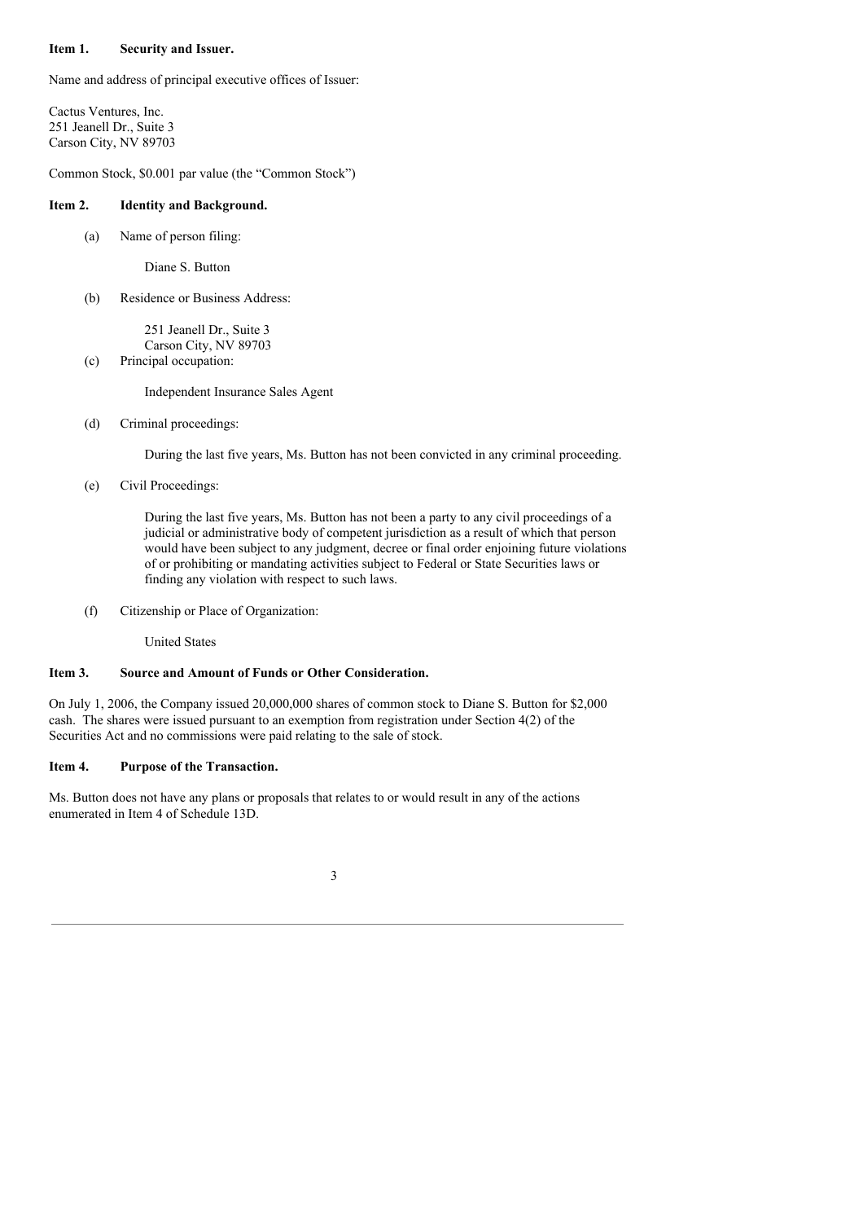**Item 1. Security and Issuer.**

Name and address of principal executive offices of Issuer:

Cactus Ventures, Inc.
251 Jeanell Dr., Suite 3
Carson City, NV 89703

Common Stock, $0.001 par value (the "Common Stock")

**Item 2. Identity and Background.**

(a) Name of person filing:

Diane S. Button

(b) Residence or Business Address:

251 Jeanell Dr., Suite 3
Carson City, NV 89703

(c) Principal occupation:

Independent Insurance Sales Agent

(d) Criminal proceedings:

During the last five years, Ms. Button has not been convicted in any criminal proceeding.

(e) Civil Proceedings:

During the last five years, Ms. Button has not been a party to any civil proceedings of a judicial or administrative body of competent jurisdiction as a result of which that person would have been subject to any judgment, decree or final order enjoining future violations of or prohibiting or mandating activities subject to Federal or State Securities laws or finding any violation with respect to such laws.

(f) Citizenship or Place of Organization:

United States

**Item 3. Source and Amount of Funds or Other Consideration.**

On July 1, 2006, the Company issued 20,000,000 shares of common stock to Diane S. Button for $2,000 cash. The shares were issued pursuant to an exemption from registration under Section 4(2) of the Securities Act and no commissions were paid relating to the sale of stock.

**Item 4. Purpose of the Transaction.**

Ms. Button does not have any plans or proposals that relates to or would result in any of the actions enumerated in Item 4 of Schedule 13D.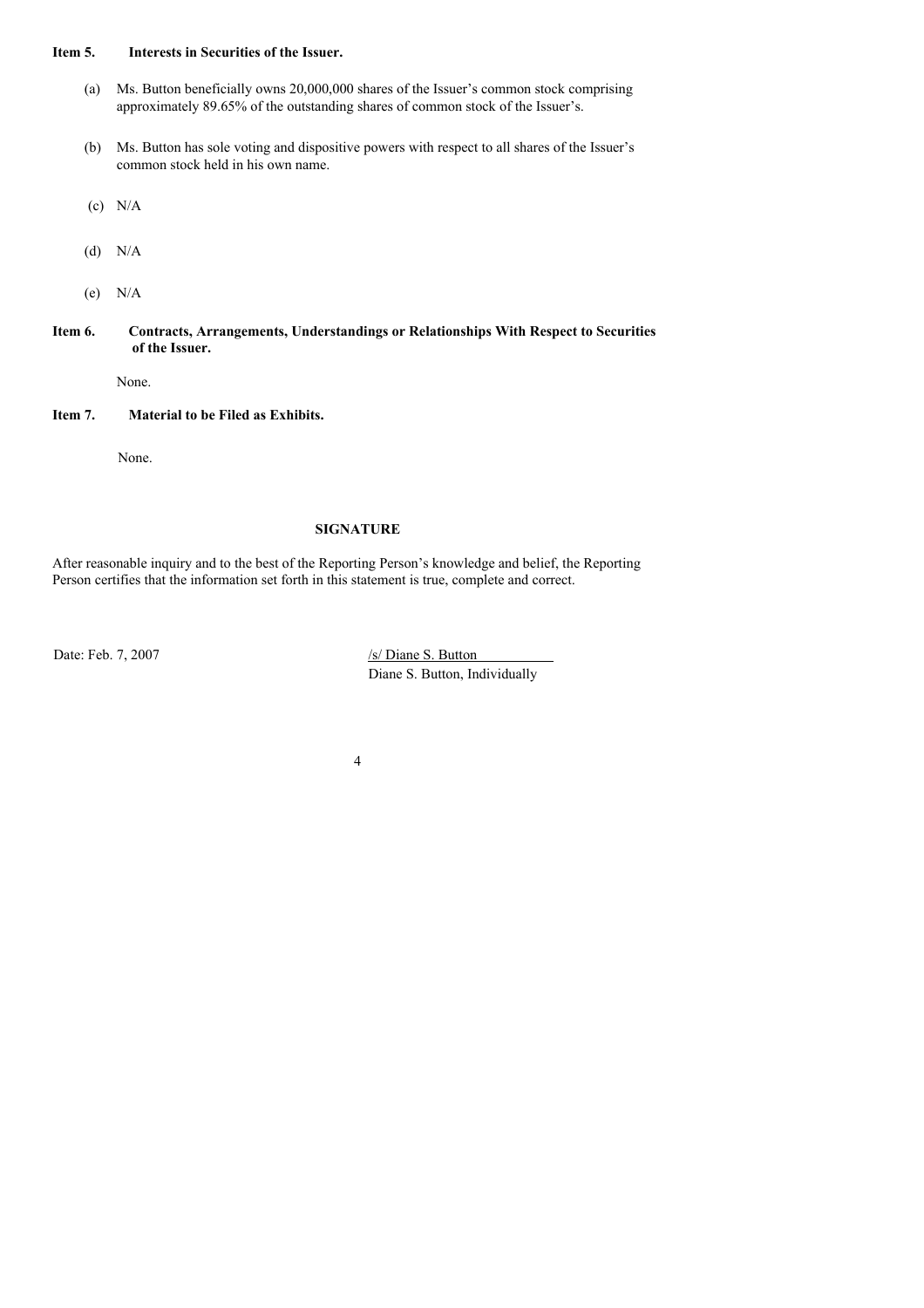**Item 5. Interests in Securities of the Issuer.**

(a) Ms. Button beneficially owns 20,000,000 shares of the Issuer's common stock comprising approximately 89.65% of the outstanding shares of common stock of the Issuer's.

(b) Ms. Button has sole voting and dispositive powers with respect to all shares of the Issuer's common stock held in his own name.

(c) N/A

(d) N/A

(e) N/A

**Item 6. Contracts, Arrangements, Understandings or Relationships With Respect to Securities of the Issuer.**

None.

**Item 7. Material to be Filed as Exhibits.**

None.

**SIGNATURE**

After reasonable inquiry and to the best of the Reporting Person's knowledge and belief, the Reporting Person certifies that the information set forth in this statement is true, complete and correct.

Date: Feb. 7, 2007

/s/ Diane S. Button
Diane S. Button, Individually